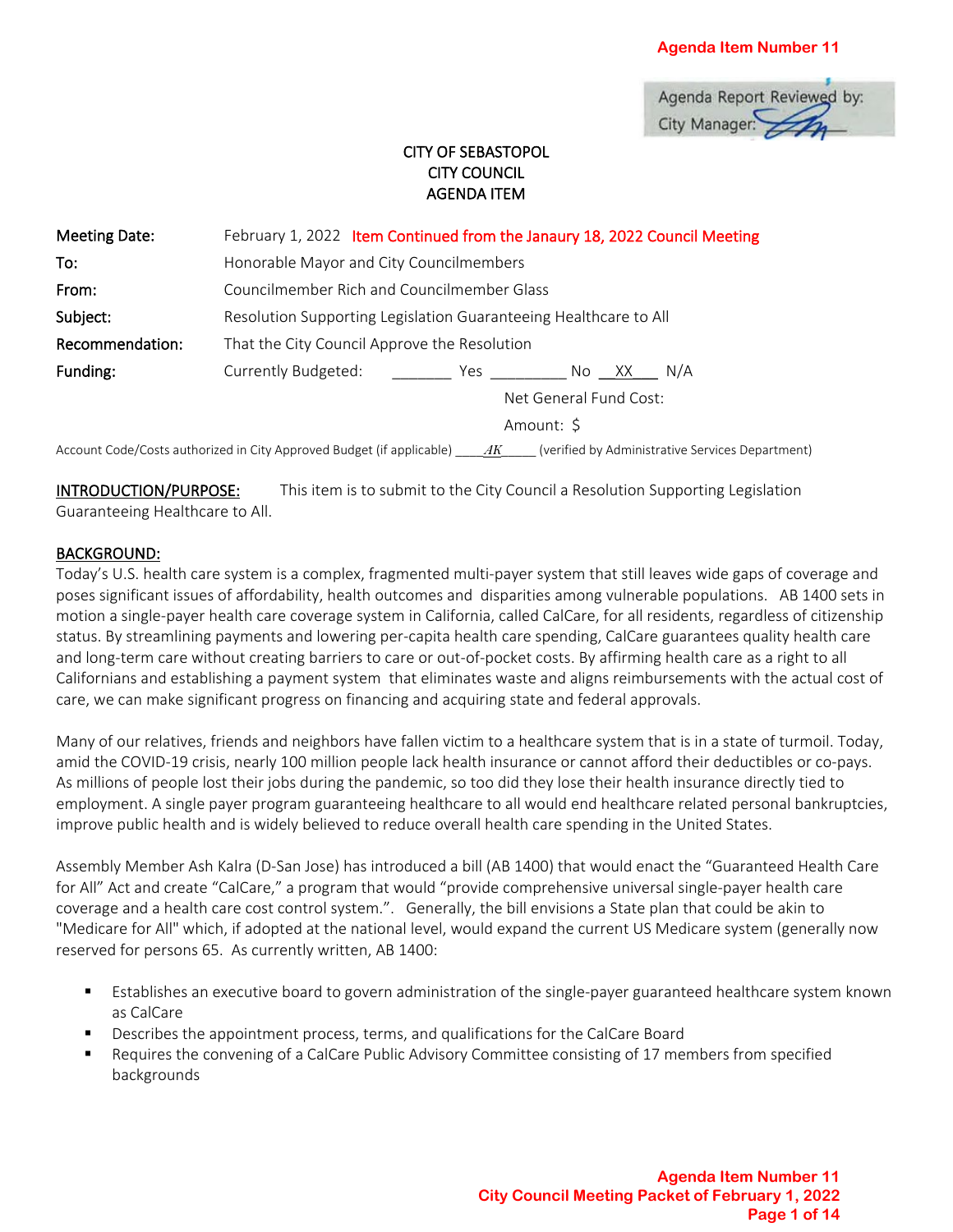Agenda Item Number 11

Agenda Report Reviewed by:
City Manager:

CITY OF SEBASTOPOL
CITY COUNCIL
AGENDA ITEM

| | |
|---|---|
| **Meeting Date:** | February 1, 2022 Item Continued from the Janaury 18, 2022 Council Meeting |
| **To:** | Honorable Mayor and City Councilmembers |
| **From:** | Councilmember Rich and Councilmember Glass |
| **Subject:** | Resolution Supporting Legislation Guaranteeing Healthcare to All |
| **Recommendation:** | That the City Council Approve the Resolution |
| **Funding:** | Currently Budgeted: _______ Yes _________ No __XX___ N/A |
| | Net General Fund Cost: |
| | Amount: $ |

Account Code/Costs authorized in City Approved Budget (if applicable) ____AK_____ (verified by Administrative Services Department)

**INTRODUCTION/PURPOSE:** This item is to submit to the City Council a Resolution Supporting Legislation Guaranteeing Healthcare to All.

**BACKGROUND:**

Today's U.S. health care system is a complex, fragmented multi-payer system that still leaves wide gaps of coverage and poses significant issues of affordability, health outcomes and disparities among vulnerable populations. AB 1400 sets in motion a single-payer health care coverage system in California, called CalCare, for all residents, regardless of citizenship status. By streamlining payments and lowering per-capita health care spending, CalCare guarantees quality health care and long-term care without creating barriers to care or out-of-pocket costs. By affirming health care as a right to all Californians and establishing a payment system that eliminates waste and aligns reimbursements with the actual cost of care, we can make significant progress on financing and acquiring state and federal approvals.

Many of our relatives, friends and neighbors have fallen victim to a healthcare system that is in a state of turmoil. Today, amid the COVID-19 crisis, nearly 100 million people lack health insurance or cannot afford their deductibles or co-pays. As millions of people lost their jobs during the pandemic, so too did they lose their health insurance directly tied to employment. A single payer program guaranteeing healthcare to all would end healthcare related personal bankruptcies, improve public health and is widely believed to reduce overall health care spending in the United States.

Assembly Member Ash Kalra (D-San Jose) has introduced a bill (AB 1400) that would enact the "Guaranteed Health Care for All" Act and create "CalCare," a program that would "provide comprehensive universal single-payer health care coverage and a health care cost control system.". Generally, the bill envisions a State plan that could be akin to "Medicare for All" which, if adopted at the national level, would expand the current US Medicare system (generally now reserved for persons 65. As currently written, AB 1400:

- Establishes an executive board to govern administration of the single-payer guaranteed healthcare system known as CalCare
- Describes the appointment process, terms, and qualifications for the CalCare Board
- Requires the convening of a CalCare Public Advisory Committee consisting of 17 members from specified backgrounds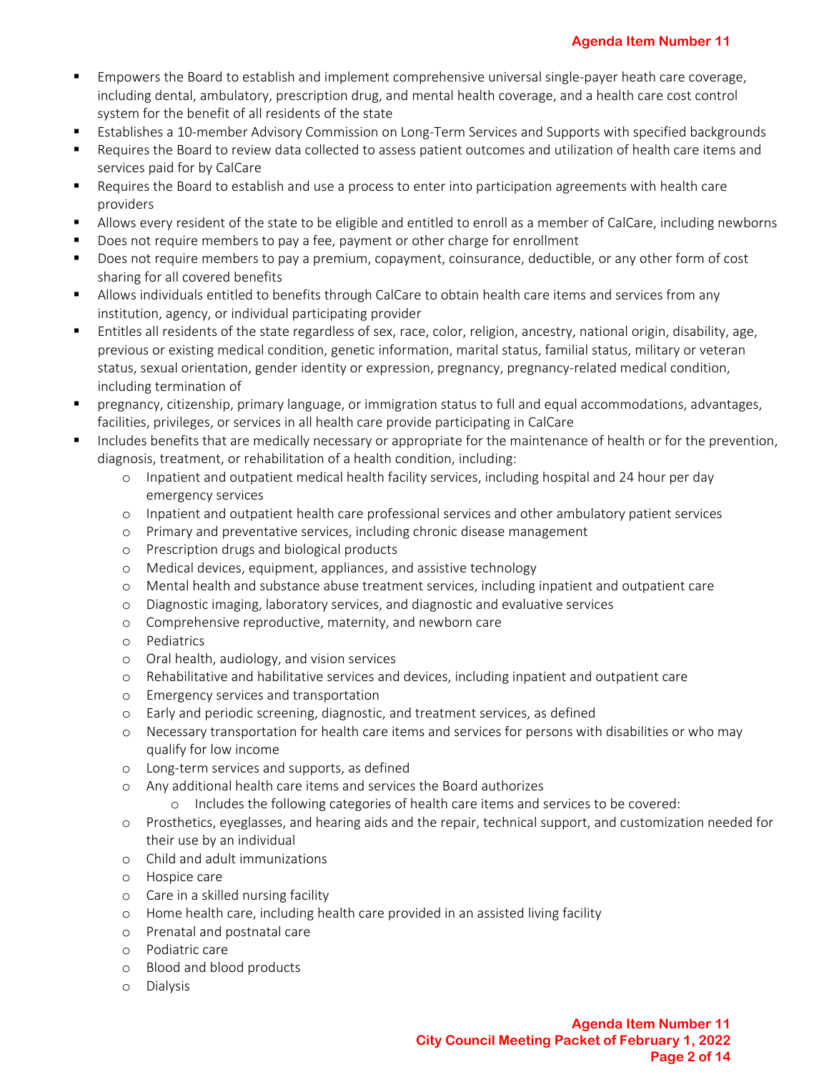- Empowers the Board to establish and implement comprehensive universal single-payer heath care coverage, including dental, ambulatory, prescription drug, and mental health coverage, and a health care cost control system for the benefit of all residents of the state
- Establishes a 10-member Advisory Commission on Long-Term Services and Supports with specified backgrounds
- Requires the Board to review data collected to assess patient outcomes and utilization of health care items and services paid for by CalCare
- Requires the Board to establish and use a process to enter into participation agreements with health care providers
- Allows every resident of the state to be eligible and entitled to enroll as a member of CalCare, including newborns
- Does not require members to pay a fee, payment or other charge for enrollment
- Does not require members to pay a premium, copayment, coinsurance, deductible, or any other form of cost sharing for all covered benefits
- Allows individuals entitled to benefits through CalCare to obtain health care items and services from any institution, agency, or individual participating provider
- Entitles all residents of the state regardless of sex, race, color, religion, ancestry, national origin, disability, age, previous or existing medical condition, genetic information, marital status, familial status, military or veteran status, sexual orientation, gender identity or expression, pregnancy, pregnancy-related medical condition, including termination of
- pregnancy, citizenship, primary language, or immigration status to full and equal accommodations, advantages, facilities, privileges, or services in all health care provide participating in CalCare
- Includes benefits that are medically necessary or appropriate for the maintenance of health or for the prevention, diagnosis, treatment, or rehabilitation of a health condition, including:
  - Inpatient and outpatient medical health facility services, including hospital and 24 hour per day emergency services
  - Inpatient and outpatient health care professional services and other ambulatory patient services
  - Primary and preventative services, including chronic disease management
  - Prescription drugs and biological products
  - Medical devices, equipment, appliances, and assistive technology
  - Mental health and substance abuse treatment services, including inpatient and outpatient care
  - Diagnostic imaging, laboratory services, and diagnostic and evaluative services
  - Comprehensive reproductive, maternity, and newborn care
  - Pediatrics
  - Oral health, audiology, and vision services
  - Rehabilitative and habilitative services and devices, including inpatient and outpatient care
  - Emergency services and transportation
  - Early and periodic screening, diagnostic, and treatment services, as defined
  - Necessary transportation for health care items and services for persons with disabilities or who may qualify for low income
  - Long-term services and supports, as defined
  - Any additional health care items and services the Board authorizes
    - Includes the following categories of health care items and services to be covered:
  - Prosthetics, eyeglasses, and hearing aids and the repair, technical support, and customization needed for their use by an individual
  - Child and adult immunizations
  - Hospice care
  - Care in a skilled nursing facility
  - Home health care, including health care provided in an assisted living facility
  - Prenatal and postnatal care
  - Podiatric care
  - Blood and blood products
  - Dialysis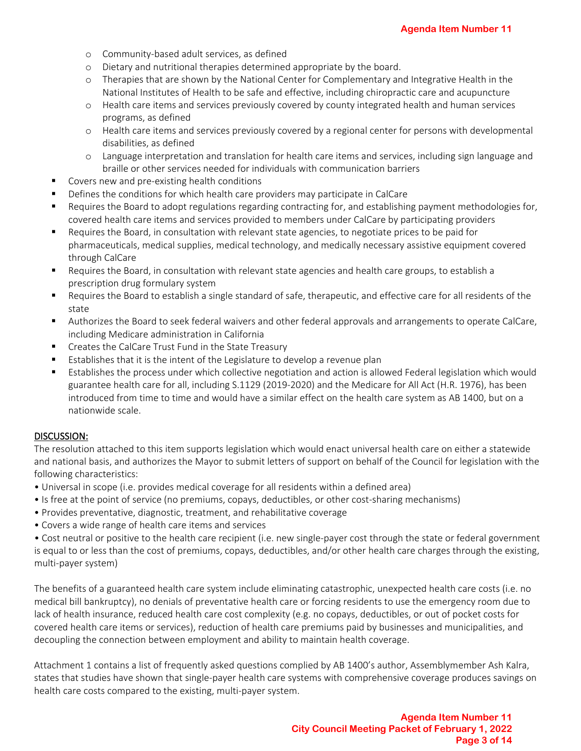- Community-based adult services, as defined
  - Dietary and nutritional therapies determined appropriate by the board.
  - Therapies that are shown by the National Center for Complementary and Integrative Health in the National Institutes of Health to be safe and effective, including chiropractic care and acupuncture
  - Health care items and services previously covered by county integrated health and human services programs, as defined
  - Health care items and services previously covered by a regional center for persons with developmental disabilities, as defined
  - Language interpretation and translation for health care items and services, including sign language and braille or other services needed for individuals with communication barriers
- Covers new and pre-existing health conditions
- Defines the conditions for which health care providers may participate in CalCare
- Requires the Board to adopt regulations regarding contracting for, and establishing payment methodologies for, covered health care items and services provided to members under CalCare by participating providers
- Requires the Board, in consultation with relevant state agencies, to negotiate prices to be paid for pharmaceuticals, medical supplies, medical technology, and medically necessary assistive equipment covered through CalCare
- Requires the Board, in consultation with relevant state agencies and health care groups, to establish a prescription drug formulary system
- Requires the Board to establish a single standard of safe, therapeutic, and effective care for all residents of the state
- Authorizes the Board to seek federal waivers and other federal approvals and arrangements to operate CalCare, including Medicare administration in California
- Creates the CalCare Trust Fund in the State Treasury
- Establishes that it is the intent of the Legislature to develop a revenue plan
- Establishes the process under which collective negotiation and action is allowed Federal legislation which would guarantee health care for all, including S.1129 (2019-2020) and the Medicare for All Act (H.R. 1976), has been introduced from time to time and would have a similar effect on the health care system as AB 1400, but on a nationwide scale.

<u>DISCUSSION:</u>

The resolution attached to this item supports legislation which would enact universal health care on either a statewide and national basis, and authorizes the Mayor to submit letters of support on behalf of the Council for legislation with the following characteristics:

- Universal in scope (i.e. provides medical coverage for all residents within a defined area)
- Is free at the point of service (no premiums, copays, deductibles, or other cost-sharing mechanisms)
- Provides preventative, diagnostic, treatment, and rehabilitative coverage
- Covers a wide range of health care items and services
- Cost neutral or positive to the health care recipient (i.e. new single-payer cost through the state or federal government is equal to or less than the cost of premiums, copays, deductibles, and/or other health care charges through the existing, multi-payer system)

The benefits of a guaranteed health care system include eliminating catastrophic, unexpected health care costs (i.e. no medical bill bankruptcy), no denials of preventative health care or forcing residents to use the emergency room due to lack of health insurance, reduced health care cost complexity (e.g. no copays, deductibles, or out of pocket costs for covered health care items or services), reduction of health care premiums paid by businesses and municipalities, and decoupling the connection between employment and ability to maintain health coverage.

Attachment 1 contains a list of frequently asked questions complied by AB 1400's author, Assemblymember Ash Kalra, states that studies have shown that single-payer health care systems with comprehensive coverage produces savings on health care costs compared to the existing, multi-payer system.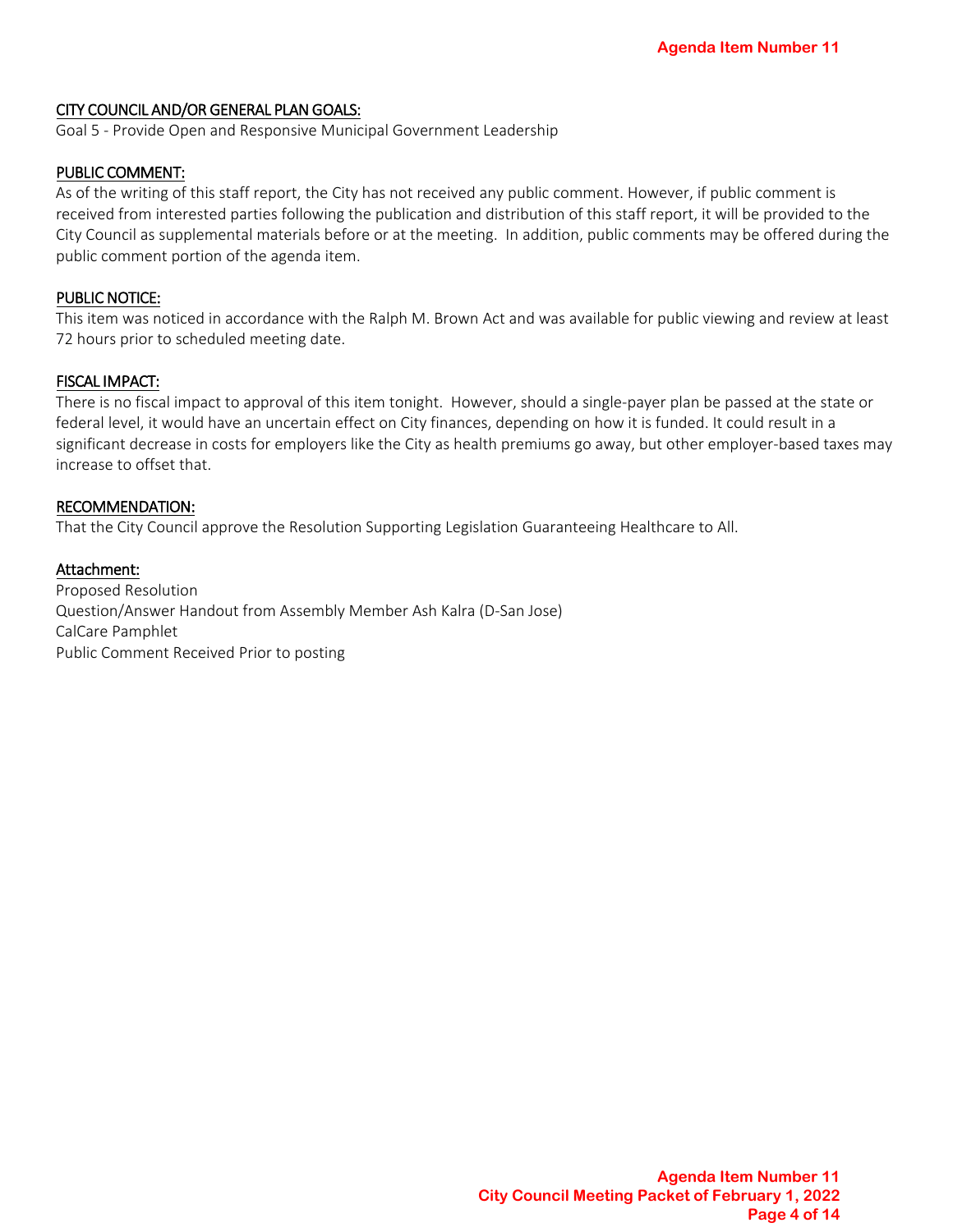## CITY COUNCIL AND/OR GENERAL PLAN GOALS:

Goal 5 - Provide Open and Responsive Municipal Government Leadership

## PUBLIC COMMENT:

As of the writing of this staff report, the City has not received any public comment. However, if public comment is received from interested parties following the publication and distribution of this staff report, it will be provided to the City Council as supplemental materials before or at the meeting. In addition, public comments may be offered during the public comment portion of the agenda item.

## PUBLIC NOTICE:

This item was noticed in accordance with the Ralph M. Brown Act and was available for public viewing and review at least 72 hours prior to scheduled meeting date.

## FISCAL IMPACT:

There is no fiscal impact to approval of this item tonight. However, should a single-payer plan be passed at the state or federal level, it would have an uncertain effect on City finances, depending on how it is funded. It could result in a significant decrease in costs for employers like the City as health premiums go away, but other employer-based taxes may increase to offset that.

## RECOMMENDATION:

That the City Council approve the Resolution Supporting Legislation Guaranteeing Healthcare to All.

## Attachment:

Proposed Resolution
Question/Answer Handout from Assembly Member Ash Kalra (D-San Jose)
CalCare Pamphlet
Public Comment Received Prior to posting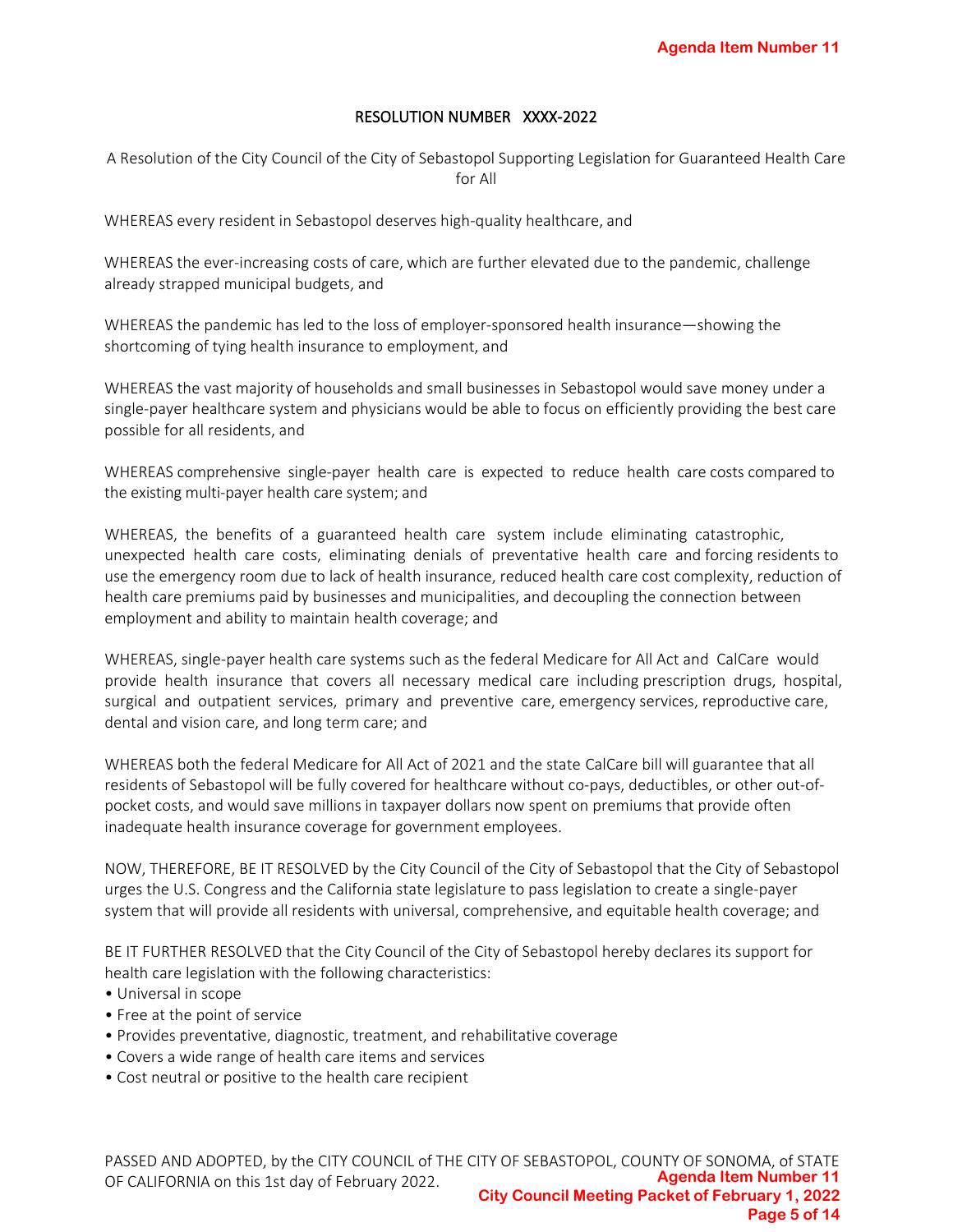# RESOLUTION NUMBER XXXX-2022

A Resolution of the City Council of the City of Sebastopol Supporting Legislation for Guaranteed Health Care for All

WHEREAS every resident in Sebastopol deserves high-quality healthcare, and

WHEREAS the ever-increasing costs of care, which are further elevated due to the pandemic, challenge already strapped municipal budgets, and

WHEREAS the pandemic has led to the loss of employer-sponsored health insurance—showing the shortcoming of tying health insurance to employment, and

WHEREAS the vast majority of households and small businesses in Sebastopol would save money under a single-payer healthcare system and physicians would be able to focus on efficiently providing the best care possible for all residents, and

WHEREAS comprehensive single-payer health care is expected to reduce health care costs compared to the existing multi-payer health care system; and

WHEREAS, the benefits of a guaranteed health care system include eliminating catastrophic, unexpected health care costs, eliminating denials of preventative health care and forcing residents to use the emergency room due to lack of health insurance, reduced health care cost complexity, reduction of health care premiums paid by businesses and municipalities, and decoupling the connection between employment and ability to maintain health coverage; and

WHEREAS, single-payer health care systems such as the federal Medicare for All Act and CalCare would provide health insurance that covers all necessary medical care including prescription drugs, hospital, surgical and outpatient services, primary and preventive care, emergency services, reproductive care, dental and vision care, and long term care; and

WHEREAS both the federal Medicare for All Act of 2021 and the state CalCare bill will guarantee that all residents of Sebastopol will be fully covered for healthcare without co-pays, deductibles, or other out-of-pocket costs, and would save millions in taxpayer dollars now spent on premiums that provide often inadequate health insurance coverage for government employees.

NOW, THEREFORE, BE IT RESOLVED by the City Council of the City of Sebastopol that the City of Sebastopol urges the U.S. Congress and the California state legislature to pass legislation to create a single-payer system that will provide all residents with universal, comprehensive, and equitable health coverage; and

BE IT FURTHER RESOLVED that the City Council of the City of Sebastopol hereby declares its support for health care legislation with the following characteristics:

- Universal in scope
- Free at the point of service
- Provides preventative, diagnostic, treatment, and rehabilitative coverage
- Covers a wide range of health care items and services
- Cost neutral or positive to the health care recipient

PASSED AND ADOPTED, by the CITY COUNCIL of THE CITY OF SEBASTOPOL, COUNTY OF SONOMA, of STATE OF CALIFORNIA on this 1st day of February 2022.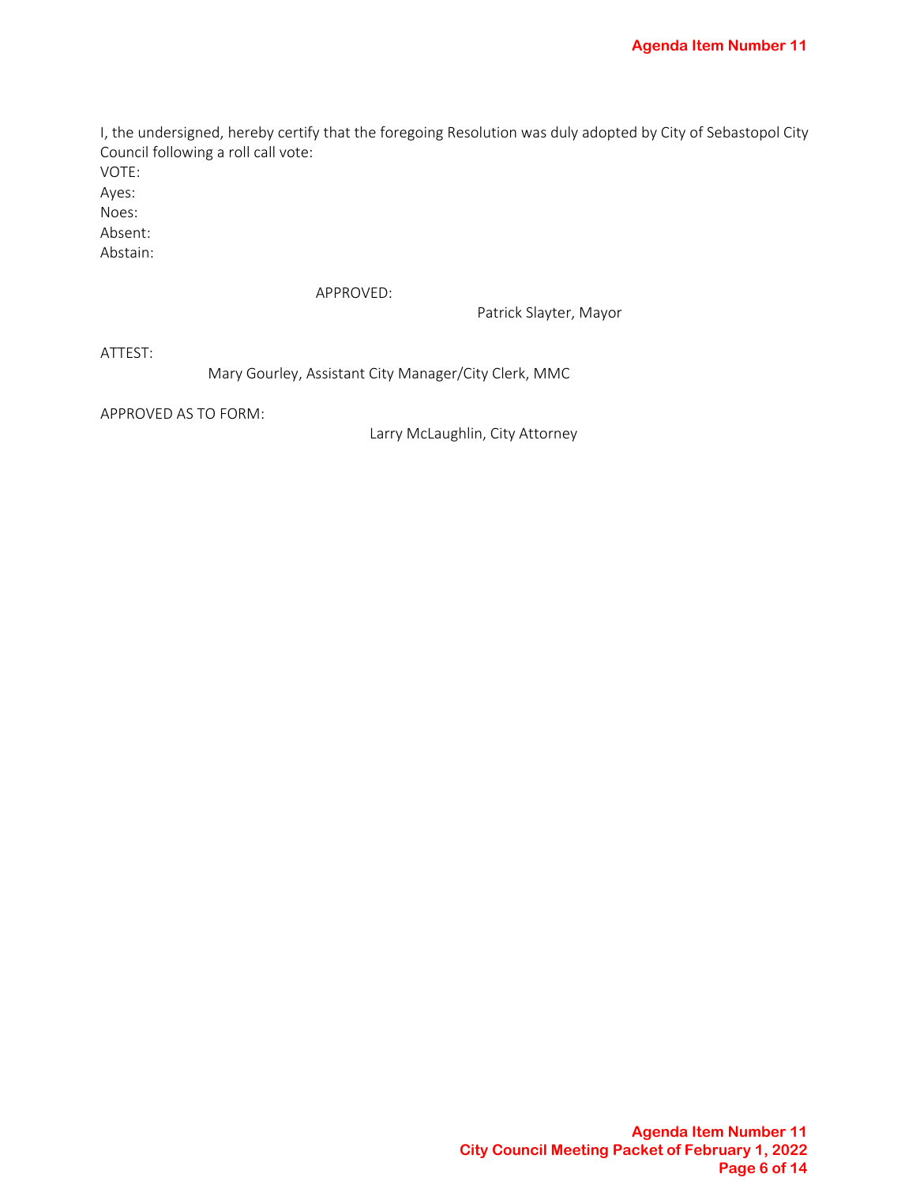I, the undersigned, hereby certify that the foregoing Resolution was duly adopted by City of Sebastopol City Council following a roll call vote:

VOTE:
Ayes:
Noes:
Absent:
Abstain:

APPROVED:

Patrick Slayter, Mayor

ATTEST:

Mary Gourley, Assistant City Manager/City Clerk, MMC

APPROVED AS TO FORM:

Larry McLaughlin, City Attorney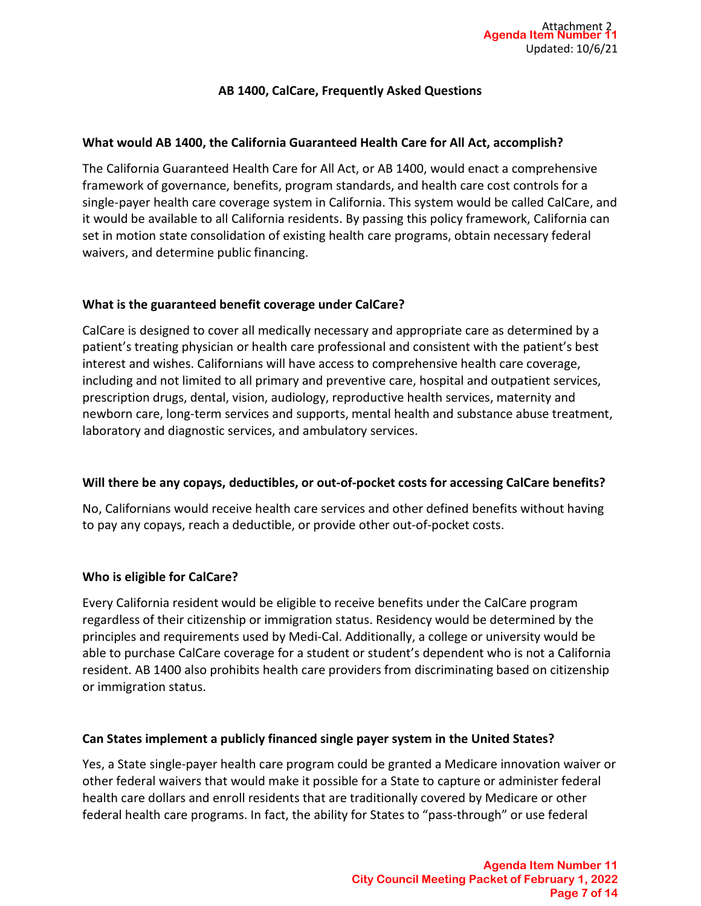# AB 1400, CalCare, Frequently Asked Questions

**What would AB 1400, the California Guaranteed Health Care for All Act, accomplish?**

The California Guaranteed Health Care for All Act, or AB 1400, would enact a comprehensive framework of governance, benefits, program standards, and health care cost controls for a single-payer health care coverage system in California. This system would be called CalCare, and it would be available to all California residents. By passing this policy framework, California can set in motion state consolidation of existing health care programs, obtain necessary federal waivers, and determine public financing.

**What is the guaranteed benefit coverage under CalCare?**

CalCare is designed to cover all medically necessary and appropriate care as determined by a patient's treating physician or health care professional and consistent with the patient's best interest and wishes. Californians will have access to comprehensive health care coverage, including and not limited to all primary and preventive care, hospital and outpatient services, prescription drugs, dental, vision, audiology, reproductive health services, maternity and newborn care, long-term services and supports, mental health and substance abuse treatment, laboratory and diagnostic services, and ambulatory services.

**Will there be any copays, deductibles, or out-of-pocket costs for accessing CalCare benefits?**

No, Californians would receive health care services and other defined benefits without having to pay any copays, reach a deductible, or provide other out-of-pocket costs.

**Who is eligible for CalCare?**

Every California resident would be eligible to receive benefits under the CalCare program regardless of their citizenship or immigration status. Residency would be determined by the principles and requirements used by Medi-Cal. Additionally, a college or university would be able to purchase CalCare coverage for a student or student's dependent who is not a California resident. AB 1400 also prohibits health care providers from discriminating based on citizenship or immigration status.

**Can States implement a publicly financed single payer system in the United States?**

Yes, a State single-payer health care program could be granted a Medicare innovation waiver or other federal waivers that would make it possible for a State to capture or administer federal health care dollars and enroll residents that are traditionally covered by Medicare or other federal health care programs. In fact, the ability for States to "pass-through" or use federal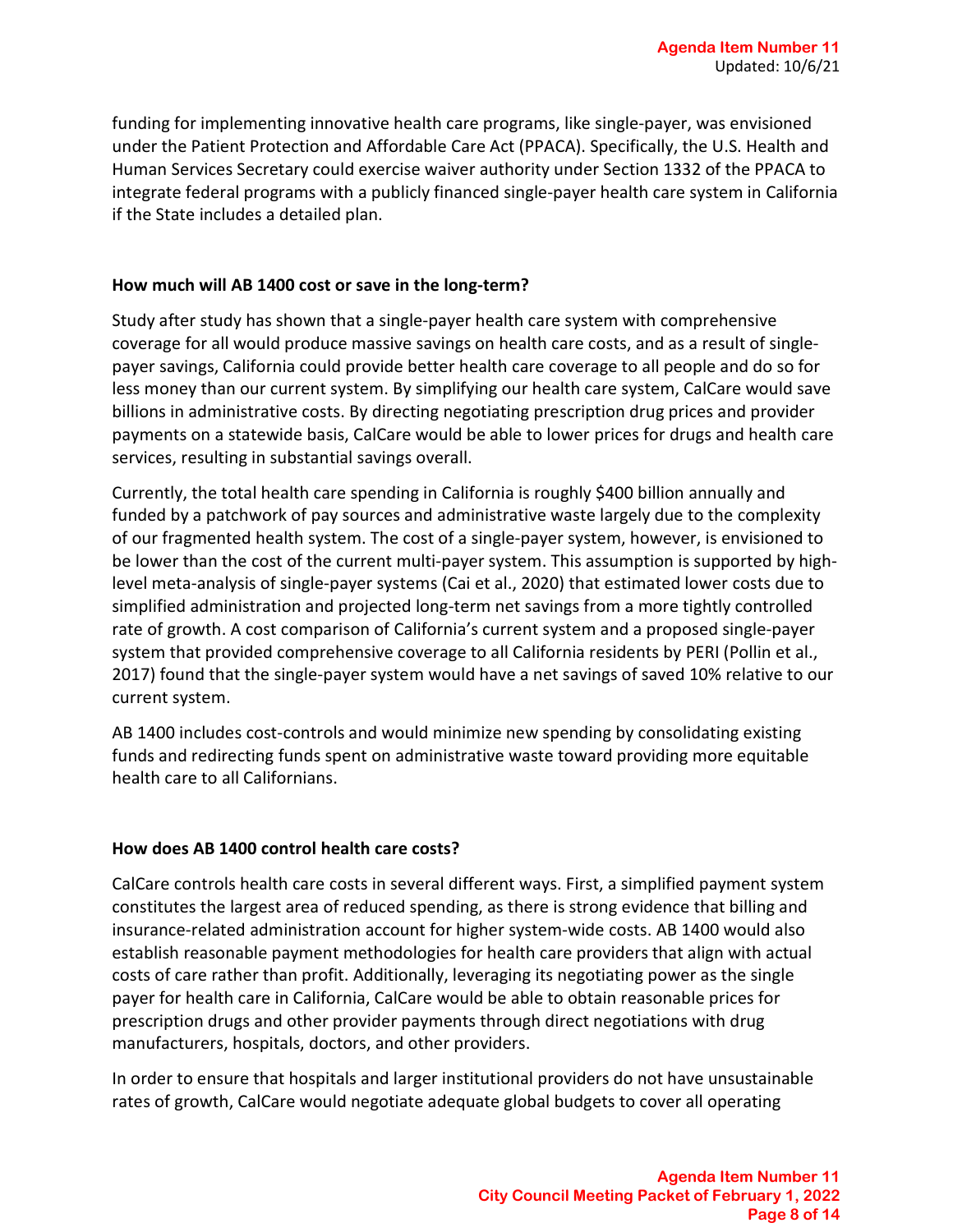funding for implementing innovative health care programs, like single-payer, was envisioned under the Patient Protection and Affordable Care Act (PPACA). Specifically, the U.S. Health and Human Services Secretary could exercise waiver authority under Section 1332 of the PPACA to integrate federal programs with a publicly financed single-payer health care system in California if the State includes a detailed plan.

**How much will AB 1400 cost or save in the long-term?**

Study after study has shown that a single-payer health care system with comprehensive coverage for all would produce massive savings on health care costs, and as a result of single-payer savings, California could provide better health care coverage to all people and do so for less money than our current system. By simplifying our health care system, CalCare would save billions in administrative costs. By directing negotiating prescription drug prices and provider payments on a statewide basis, CalCare would be able to lower prices for drugs and health care services, resulting in substantial savings overall.

Currently, the total health care spending in California is roughly $400 billion annually and funded by a patchwork of pay sources and administrative waste largely due to the complexity of our fragmented health system. The cost of a single-payer system, however, is envisioned to be lower than the cost of the current multi-payer system. This assumption is supported by high-level meta-analysis of single-payer systems (Cai et al., 2020) that estimated lower costs due to simplified administration and projected long-term net savings from a more tightly controlled rate of growth. A cost comparison of California's current system and a proposed single-payer system that provided comprehensive coverage to all California residents by PERI (Pollin et al., 2017) found that the single-payer system would have a net savings of saved 10% relative to our current system.

AB 1400 includes cost-controls and would minimize new spending by consolidating existing funds and redirecting funds spent on administrative waste toward providing more equitable health care to all Californians.

**How does AB 1400 control health care costs?**

CalCare controls health care costs in several different ways. First, a simplified payment system constitutes the largest area of reduced spending, as there is strong evidence that billing and insurance-related administration account for higher system-wide costs. AB 1400 would also establish reasonable payment methodologies for health care providers that align with actual costs of care rather than profit. Additionally, leveraging its negotiating power as the single payer for health care in California, CalCare would be able to obtain reasonable prices for prescription drugs and other provider payments through direct negotiations with drug manufacturers, hospitals, doctors, and other providers.

In order to ensure that hospitals and larger institutional providers do not have unsustainable rates of growth, CalCare would negotiate adequate global budgets to cover all operating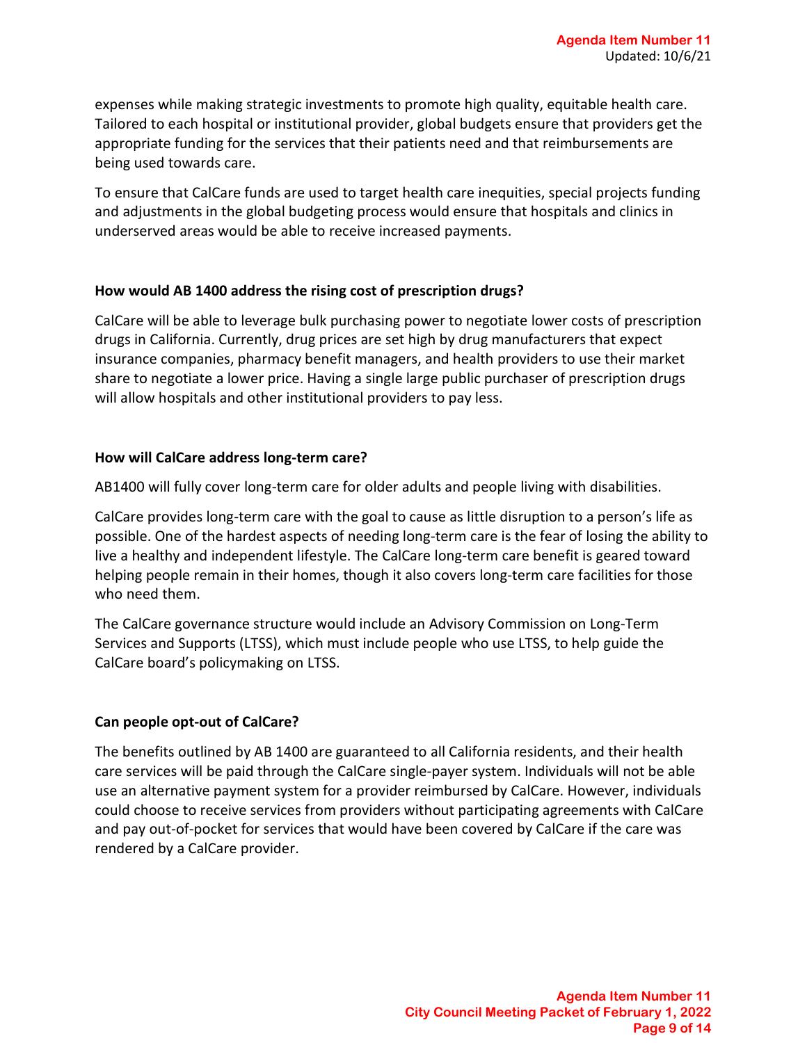expenses while making strategic investments to promote high quality, equitable health care. Tailored to each hospital or institutional provider, global budgets ensure that providers get the appropriate funding for the services that their patients need and that reimbursements are being used towards care.

To ensure that CalCare funds are used to target health care inequities, special projects funding and adjustments in the global budgeting process would ensure that hospitals and clinics in underserved areas would be able to receive increased payments.

**How would AB 1400 address the rising cost of prescription drugs?**

CalCare will be able to leverage bulk purchasing power to negotiate lower costs of prescription drugs in California. Currently, drug prices are set high by drug manufacturers that expect insurance companies, pharmacy benefit managers, and health providers to use their market share to negotiate a lower price. Having a single large public purchaser of prescription drugs will allow hospitals and other institutional providers to pay less.

**How will CalCare address long-term care?**

AB1400 will fully cover long-term care for older adults and people living with disabilities.

CalCare provides long-term care with the goal to cause as little disruption to a person's life as possible. One of the hardest aspects of needing long-term care is the fear of losing the ability to live a healthy and independent lifestyle. The CalCare long-term care benefit is geared toward helping people remain in their homes, though it also covers long-term care facilities for those who need them.

The CalCare governance structure would include an Advisory Commission on Long-Term Services and Supports (LTSS), which must include people who use LTSS, to help guide the CalCare board's policymaking on LTSS.

**Can people opt-out of CalCare?**

The benefits outlined by AB 1400 are guaranteed to all California residents, and their health care services will be paid through the CalCare single-payer system. Individuals will not be able use an alternative payment system for a provider reimbursed by CalCare. However, individuals could choose to receive services from providers without participating agreements with CalCare and pay out-of-pocket for services that would have been covered by CalCare if the care was rendered by a CalCare provider.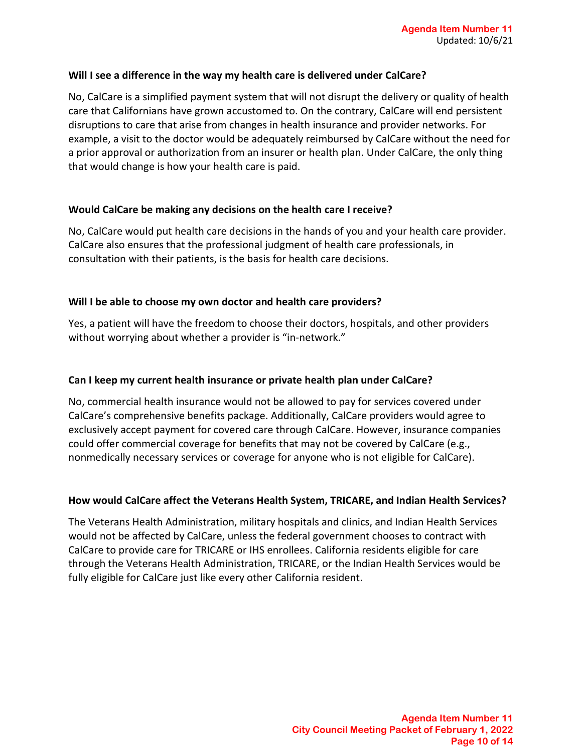**Will I see a difference in the way my health care is delivered under CalCare?**

No, CalCare is a simplified payment system that will not disrupt the delivery or quality of health care that Californians have grown accustomed to. On the contrary, CalCare will end persistent disruptions to care that arise from changes in health insurance and provider networks. For example, a visit to the doctor would be adequately reimbursed by CalCare without the need for a prior approval or authorization from an insurer or health plan. Under CalCare, the only thing that would change is how your health care is paid.

**Would CalCare be making any decisions on the health care I receive?**

No, CalCare would put health care decisions in the hands of you and your health care provider. CalCare also ensures that the professional judgment of health care professionals, in consultation with their patients, is the basis for health care decisions.

**Will I be able to choose my own doctor and health care providers?**

Yes, a patient will have the freedom to choose their doctors, hospitals, and other providers without worrying about whether a provider is "in-network."

**Can I keep my current health insurance or private health plan under CalCare?**

No, commercial health insurance would not be allowed to pay for services covered under CalCare's comprehensive benefits package. Additionally, CalCare providers would agree to exclusively accept payment for covered care through CalCare. However, insurance companies could offer commercial coverage for benefits that may not be covered by CalCare (e.g., nonmedically necessary services or coverage for anyone who is not eligible for CalCare).

**How would CalCare affect the Veterans Health System, TRICARE, and Indian Health Services?**

The Veterans Health Administration, military hospitals and clinics, and Indian Health Services would not be affected by CalCare, unless the federal government chooses to contract with CalCare to provide care for TRICARE or IHS enrollees. California residents eligible for care through the Veterans Health Administration, TRICARE, or the Indian Health Services would be fully eligible for CalCare just like every other California resident.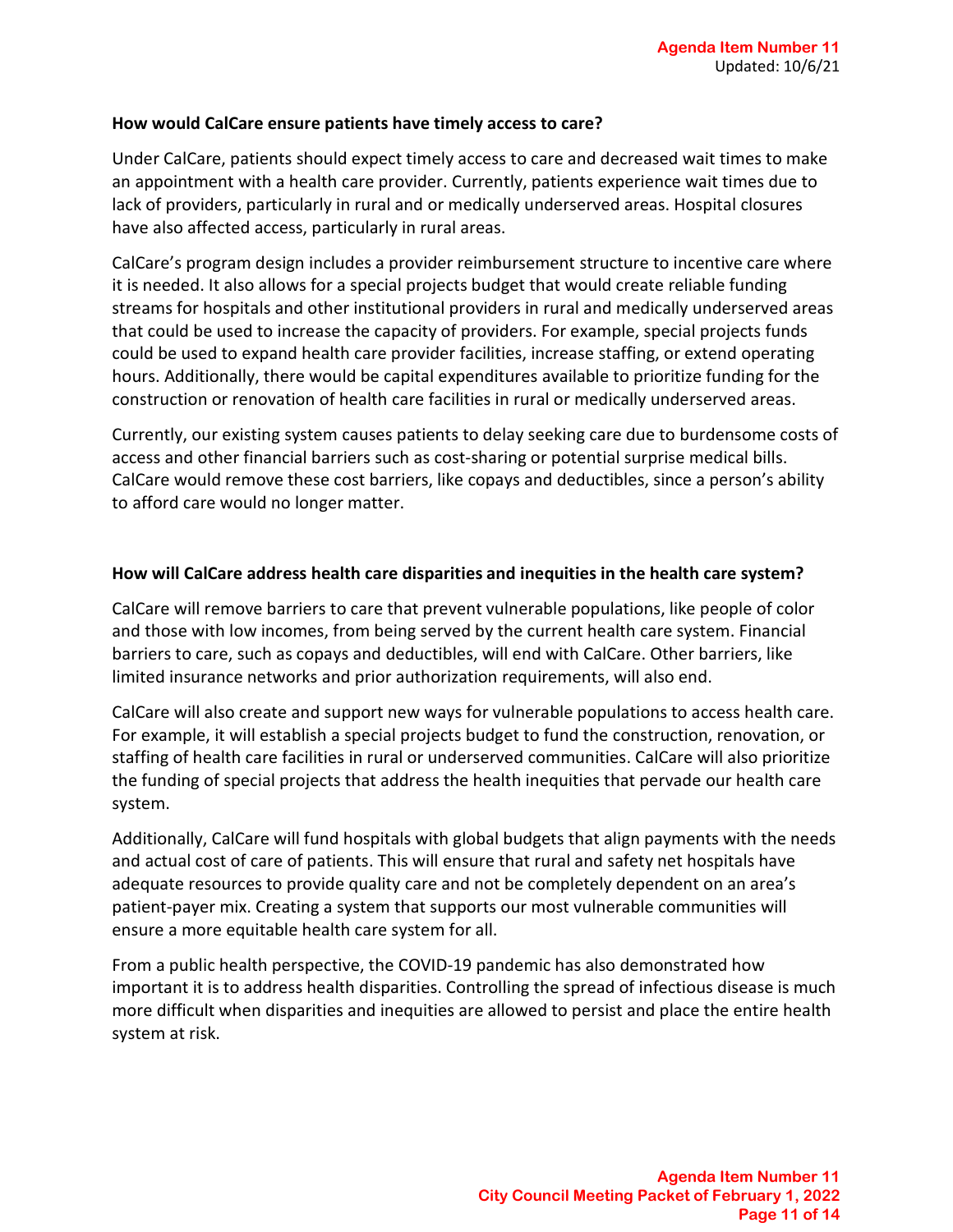**How would CalCare ensure patients have timely access to care?**

Under CalCare, patients should expect timely access to care and decreased wait times to make an appointment with a health care provider. Currently, patients experience wait times due to lack of providers, particularly in rural and or medically underserved areas. Hospital closures have also affected access, particularly in rural areas.

CalCare's program design includes a provider reimbursement structure to incentive care where it is needed. It also allows for a special projects budget that would create reliable funding streams for hospitals and other institutional providers in rural and medically underserved areas that could be used to increase the capacity of providers. For example, special projects funds could be used to expand health care provider facilities, increase staffing, or extend operating hours. Additionally, there would be capital expenditures available to prioritize funding for the construction or renovation of health care facilities in rural or medically underserved areas.

Currently, our existing system causes patients to delay seeking care due to burdensome costs of access and other financial barriers such as cost-sharing or potential surprise medical bills. CalCare would remove these cost barriers, like copays and deductibles, since a person's ability to afford care would no longer matter.

**How will CalCare address health care disparities and inequities in the health care system?**

CalCare will remove barriers to care that prevent vulnerable populations, like people of color and those with low incomes, from being served by the current health care system. Financial barriers to care, such as copays and deductibles, will end with CalCare. Other barriers, like limited insurance networks and prior authorization requirements, will also end.

CalCare will also create and support new ways for vulnerable populations to access health care. For example, it will establish a special projects budget to fund the construction, renovation, or staffing of health care facilities in rural or underserved communities. CalCare will also prioritize the funding of special projects that address the health inequities that pervade our health care system.

Additionally, CalCare will fund hospitals with global budgets that align payments with the needs and actual cost of care of patients. This will ensure that rural and safety net hospitals have adequate resources to provide quality care and not be completely dependent on an area's patient-payer mix. Creating a system that supports our most vulnerable communities will ensure a more equitable health care system for all.

From a public health perspective, the COVID-19 pandemic has also demonstrated how important it is to address health disparities. Controlling the spread of infectious disease is much more difficult when disparities and inequities are allowed to persist and place the entire health system at risk.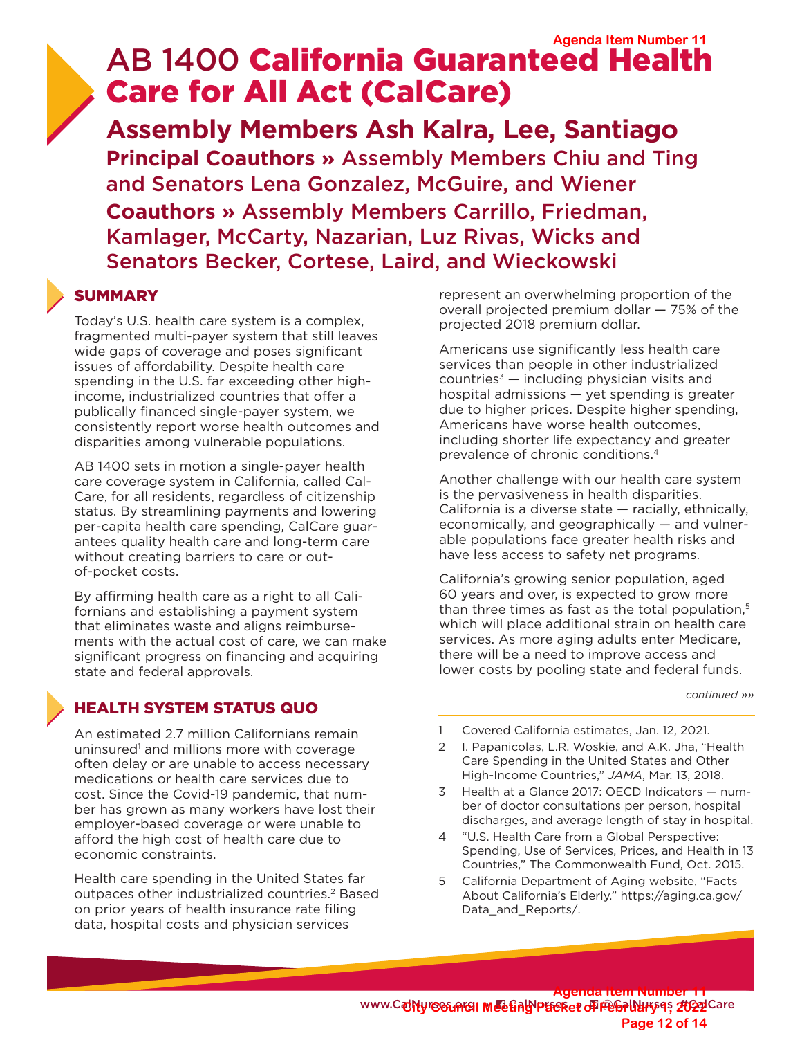# AB 1400 California Guaranteed Health Care for All Act (CalCare)

## Assembly Members Ash Kalra, Lee, Santiago

**Principal Coauthors »** Assembly Members Chiu and Ting and Senators Lena Gonzalez, McGuire, and Wiener

**Coauthors »** Assembly Members Carrillo, Friedman, Kamlager, McCarty, Nazarian, Luz Rivas, Wicks and Senators Becker, Cortese, Laird, and Wieckowski

## SUMMARY

Today's U.S. health care system is a complex, fragmented multi-payer system that still leaves wide gaps of coverage and poses significant issues of affordability. Despite health care spending in the U.S. far exceeding other high-income, industrialized countries that offer a publically financed single-payer system, we consistently report worse health outcomes and disparities among vulnerable populations.

AB 1400 sets in motion a single-payer health care coverage system in California, called CalCare, for all residents, regardless of citizenship status. By streamlining payments and lowering per-capita health care spending, CalCare guarantees quality health care and long-term care without creating barriers to care or out-of-pocket costs.

By affirming health care as a right to all Californians and establishing a payment system that eliminates waste and aligns reimbursements with the actual cost of care, we can make significant progress on financing and acquiring state and federal approvals.

## HEALTH SYSTEM STATUS QUO

An estimated 2.7 million Californians remain uninsured[1] and millions more with coverage often delay or are unable to access necessary medications or health care services due to cost. Since the Covid-19 pandemic, that number has grown as many workers have lost their employer-based coverage or were unable to afford the high cost of health care due to economic constraints.

Health care spending in the United States far outpaces other industrialized countries.[2] Based on prior years of health insurance rate filing data, hospital costs and physician services represent an overwhelming proportion of the overall projected premium dollar — 75% of the projected 2018 premium dollar.

Americans use significantly less health care services than people in other industrialized countries[3] — including physician visits and hospital admissions — yet spending is greater due to higher prices. Despite higher spending, Americans have worse health outcomes, including shorter life expectancy and greater prevalence of chronic conditions.[4]

Another challenge with our health care system is the pervasiveness in health disparities. California is a diverse state — racially, ethnically, economically, and geographically — and vulnerable populations face greater health risks and have less access to safety net programs.

California's growing senior population, aged 60 years and over, is expected to grow more than three times as fast as the total population,[5] which will place additional strain on health care services. As more aging adults enter Medicare, there will be a need to improve access and lower costs by pooling state and federal funds.

*continued* »»

1 Covered California estimates, Jan. 12, 2021.
2 I. Papanicolas, L.R. Woskie, and A.K. Jha, "Health Care Spending in the United States and Other High-Income Countries," *JAMA*, Mar. 13, 2018.
3 Health at a Glance 2017: OECD Indicators — number of doctor consultations per person, hospital discharges, and average length of stay in hospital.
4 "U.S. Health Care from a Global Perspective: Spending, Use of Services, Prices, and Health in 13 Countries," The Commonwealth Fund, Oct. 2015.
5 California Department of Aging website, "Facts About California's Elderly." https://aging.ca.gov/Data_and_Reports/.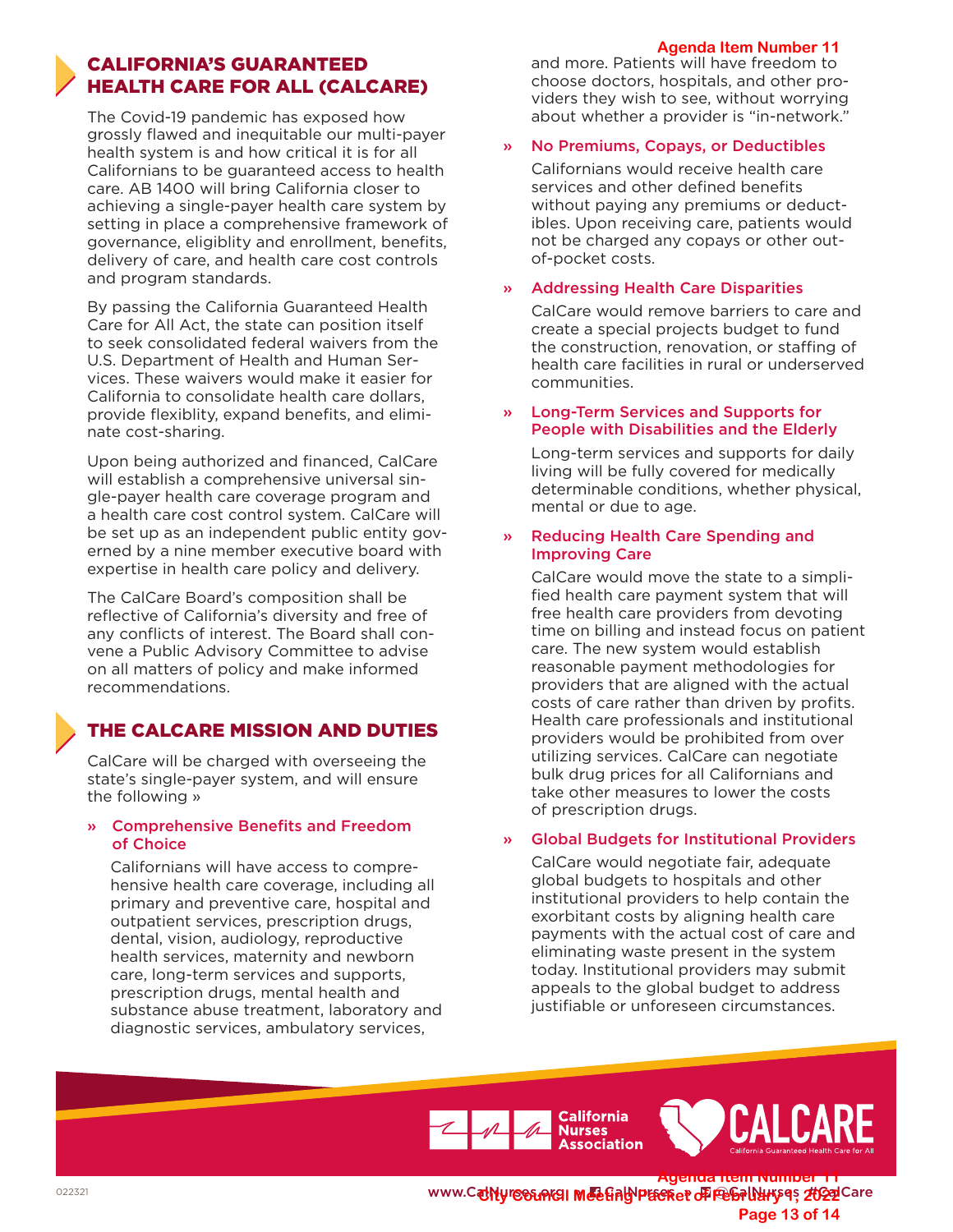## CALIFORNIA'S GUARANTEED HEALTH CARE FOR ALL (CALCARE)

The Covid-19 pandemic has exposed how grossly flawed and inequitable our multi-payer health system is and how critical it is for all Californians to be guaranteed access to health care. AB 1400 will bring California closer to achieving a single-payer health care system by setting in place a comprehensive framework of governance, eligiblity and enrollment, benefits, delivery of care, and health care cost controls and program standards.

By passing the California Guaranteed Health Care for All Act, the state can position itself to seek consolidated federal waivers from the U.S. Department of Health and Human Services. These waivers would make it easier for California to consolidate health care dollars, provide flexiblity, expand benefits, and eliminate cost-sharing.

Upon being authorized and financed, CalCare will establish a comprehensive universal single-payer health care coverage program and a health care cost control system. CalCare will be set up as an independent public entity governed by a nine member executive board with expertise in health care policy and delivery.

The CalCare Board's composition shall be reflective of California's diversity and free of any conflicts of interest. The Board shall convene a Public Advisory Committee to advise on all matters of policy and make informed recommendations.

## THE CALCARE MISSION AND DUTIES

CalCare will be charged with overseeing the state's single-payer system, and will ensure the following »

### » Comprehensive Benefits and Freedom of Choice

Californians will have access to comprehensive health care coverage, including all primary and preventive care, hospital and outpatient services, prescription drugs, dental, vision, audiology, reproductive health services, maternity and newborn care, long-term services and supports, prescription drugs, mental health and substance abuse treatment, laboratory and diagnostic services, ambulatory services, and more. Patients will have freedom to choose doctors, hospitals, and other providers they wish to see, without worrying about whether a provider is "in-network."

### » No Premiums, Copays, or Deductibles

Californians would receive health care services and other defined benefits without paying any premiums or deductibles. Upon receiving care, patients would not be charged any copays or other out-of-pocket costs.

### » Addressing Health Care Disparities

CalCare would remove barriers to care and create a special projects budget to fund the construction, renovation, or staffing of health care facilities in rural or underserved communities.

### » Long-Term Services and Supports for People with Disabilities and the Elderly

Long-term services and supports for daily living will be fully covered for medically determinable conditions, whether physical, mental or due to age.

### » Reducing Health Care Spending and Improving Care

CalCare would move the state to a simplified health care payment system that will free health care providers from devoting time on billing and instead focus on patient care. The new system would establish reasonable payment methodologies for providers that are aligned with the actual costs of care rather than driven by profits. Health care professionals and institutional providers would be prohibited from over utilizing services. CalCare can negotiate bulk drug prices for all Californians and take other measures to lower the costs of prescription drugs.

### » Global Budgets for Institutional Providers

CalCare would negotiate fair, adequate global budgets to hospitals and other institutional providers to help contain the exorbitant costs by aligning health care payments with the actual cost of care and eliminating waste present in the system today. Institutional providers may submit appeals to the global budget to address justifiable or unforeseen circumstances.

California Nurses Association | CALCARE California Guaranteed Health Care for All

022321 www.CalNurses.org | CalNurses | @CalNurses #CalCare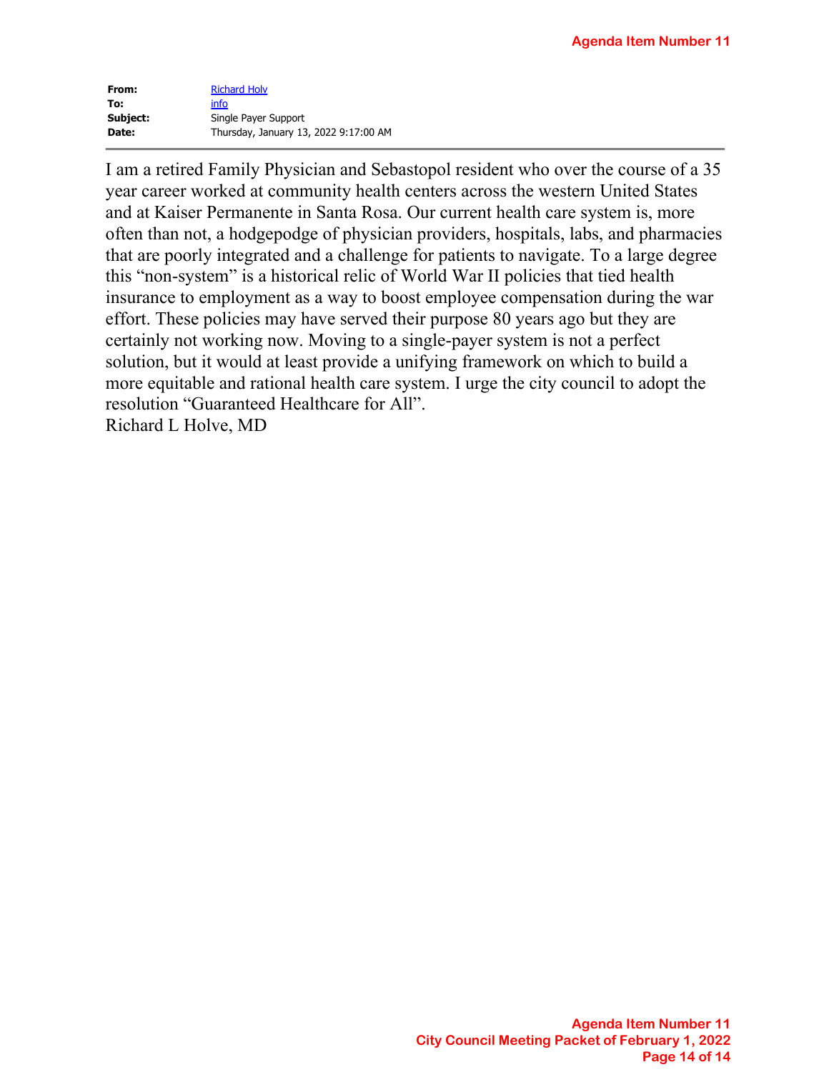| | |
|---|---|
| **From:** | Richard Holv |
| **To:** | info |
| **Subject:** | Single Payer Support |
| **Date:** | Thursday, January 13, 2022 9:17:00 AM |

I am a retired Family Physician and Sebastopol resident who over the course of a 35 year career worked at community health centers across the western United States and at Kaiser Permanente in Santa Rosa. Our current health care system is, more often than not, a hodgepodge of physician providers, hospitals, labs, and pharmacies that are poorly integrated and a challenge for patients to navigate. To a large degree this "non-system" is a historical relic of World War II policies that tied health insurance to employment as a way to boost employee compensation during the war effort. These policies may have served their purpose 80 years ago but they are certainly not working now. Moving to a single-payer system is not a perfect solution, but it would at least provide a unifying framework on which to build a more equitable and rational health care system. I urge the city council to adopt the resolution "Guaranteed Healthcare for All".

Richard L Holve, MD